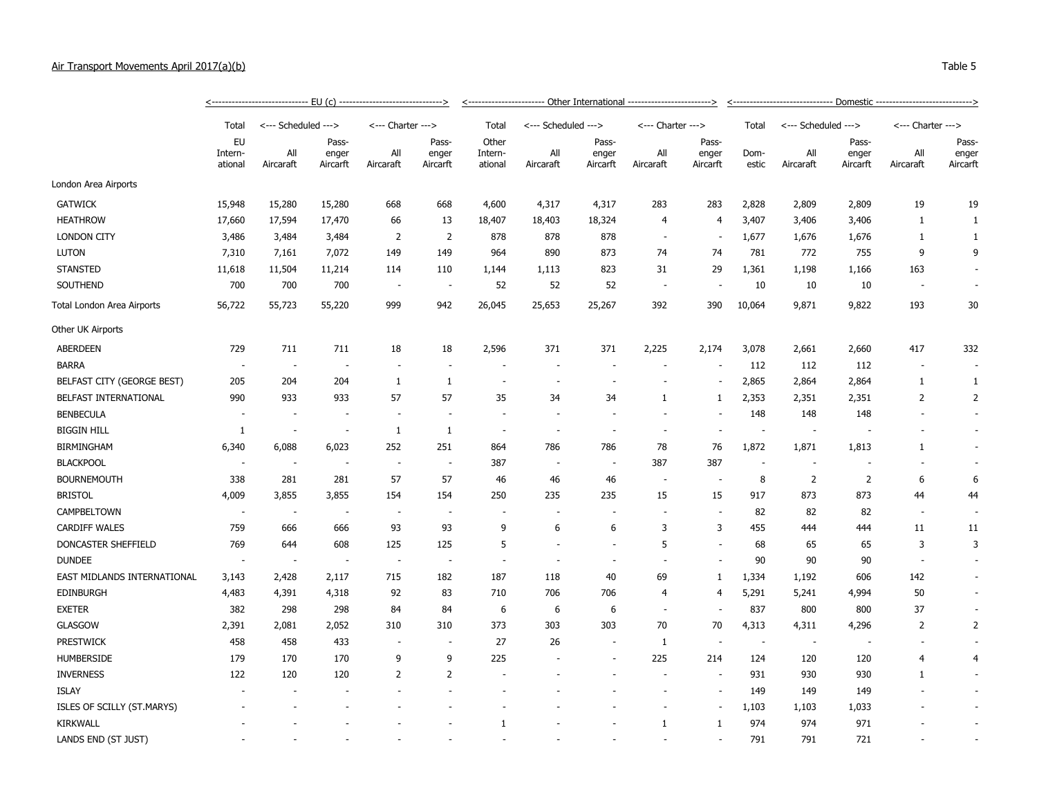Air Transport Movements April 2017(a)(b)

Table 5

| | EU (c) | | | | | Other International | | | | | Domestic | | | | |
|---|---|---|---|---|---|---|---|---|---|---|---|---|---|---|---|
| | Total | Scheduled | | Charter | | Total | Scheduled | | Charter | | Total | Scheduled | | Charter | |
| | EU International | All Aircraft | Passenger Aircraft | All Aircraft | Passenger Aircraft | Other International | All Aircraft | Passenger Aircraft | All Aircraft | Passenger Aircraft | Domestic | All Aircraft | Passenger Aircraft | All Aircraft | Passenger Aircraft |
| London Area Airports | | | | | | | | | | | | | | | |
| GATWICK | 15,948 | 15,280 | 15,280 | 668 | 668 | 4,600 | 4,317 | 4,317 | 283 | 283 | 2,828 | 2,809 | 2,809 | 19 | 19 |
| HEATHROW | 17,660 | 17,594 | 17,470 | 66 | 13 | 18,407 | 18,403 | 18,324 | 4 | 4 | 3,407 | 3,406 | 3,406 | 1 | 1 |
| LONDON CITY | 3,486 | 3,484 | 3,484 | 2 | 2 | 878 | 878 | 878 | - | - | 1,677 | 1,676 | 1,676 | 1 | 1 |
| LUTON | 7,310 | 7,161 | 7,072 | 149 | 149 | 964 | 890 | 873 | 74 | 74 | 781 | 772 | 755 | 9 | 9 |
| STANSTED | 11,618 | 11,504 | 11,214 | 114 | 110 | 1,144 | 1,113 | 823 | 31 | 29 | 1,361 | 1,198 | 1,166 | 163 | - |
| SOUTHEND | 700 | 700 | 700 | - | - | 52 | 52 | 52 | - | - | 10 | 10 | 10 | - | - |
| Total London Area Airports | 56,722 | 55,723 | 55,220 | 999 | 942 | 26,045 | 25,653 | 25,267 | 392 | 390 | 10,064 | 9,871 | 9,822 | 193 | 30 |
| Other UK Airports | | | | | | | | | | | | | | | |
| ABERDEEN | 729 | 711 | 711 | 18 | 18 | 2,596 | 371 | 371 | 2,225 | 2,174 | 3,078 | 2,661 | 2,660 | 417 | 332 |
| BARRA | - | - | - | - | - | - | - | - | - | - | 112 | 112 | 112 | - | - |
| BELFAST CITY (GEORGE BEST) | 205 | 204 | 204 | 1 | 1 | - | - | - | - | - | 2,865 | 2,864 | 2,864 | 1 | 1 |
| BELFAST INTERNATIONAL | 990 | 933 | 933 | 57 | 57 | 35 | 34 | 34 | 1 | 1 | 2,353 | 2,351 | 2,351 | 2 | 2 |
| BENBECULA | - | - | - | - | - | - | - | - | - | - | 148 | 148 | 148 | - | - |
| BIGGIN HILL | 1 | - | - | 1 | 1 | - | - | - | - | - | - | - | - | - | - |
| BIRMINGHAM | 6,340 | 6,088 | 6,023 | 252 | 251 | 864 | 786 | 786 | 78 | 76 | 1,872 | 1,871 | 1,813 | 1 | - |
| BLACKPOOL | - | - | - | - | - | 387 | - | - | 387 | 387 | - | - | - | - | - |
| BOURNEMOUTH | 338 | 281 | 281 | 57 | 57 | 46 | 46 | 46 | - | - | 8 | 2 | 2 | 6 | 6 |
| BRISTOL | 4,009 | 3,855 | 3,855 | 154 | 154 | 250 | 235 | 235 | 15 | 15 | 917 | 873 | 873 | 44 | 44 |
| CAMPBELTOWN | - | - | - | - | - | - | - | - | - | - | 82 | 82 | 82 | - | - |
| CARDIFF WALES | 759 | 666 | 666 | 93 | 93 | 9 | 6 | 6 | 3 | 3 | 455 | 444 | 444 | 11 | 11 |
| DONCASTER SHEFFIELD | 769 | 644 | 608 | 125 | 125 | 5 | - | - | 5 | - | 68 | 65 | 65 | 3 | 3 |
| DUNDEE | - | - | - | - | - | - | - | - | - | - | 90 | 90 | 90 | - | - |
| EAST MIDLANDS INTERNATIONAL | 3,143 | 2,428 | 2,117 | 715 | 182 | 187 | 118 | 40 | 69 | 1 | 1,334 | 1,192 | 606 | 142 | - |
| EDINBURGH | 4,483 | 4,391 | 4,318 | 92 | 83 | 710 | 706 | 706 | 4 | 4 | 5,291 | 5,241 | 4,994 | 50 | - |
| EXETER | 382 | 298 | 298 | 84 | 84 | 6 | 6 | 6 | - | - | 837 | 800 | 800 | 37 | - |
| GLASGOW | 2,391 | 2,081 | 2,052 | 310 | 310 | 373 | 303 | 303 | 70 | 70 | 4,313 | 4,311 | 4,296 | 2 | 2 |
| PRESTWICK | 458 | 458 | 433 | - | - | 27 | 26 | - | 1 | - | - | - | - | - | - |
| HUMBERSIDE | 179 | 170 | 170 | 9 | 9 | 225 | - | - | 225 | 214 | 124 | 120 | 120 | 4 | 4 |
| INVERNESS | 122 | 120 | 120 | 2 | 2 | - | - | - | - | - | 931 | 930 | 930 | 1 | - |
| ISLAY | - | - | - | - | - | - | - | - | - | - | 149 | 149 | 149 | - | - |
| ISLES OF SCILLY (ST.MARYS) | - | - | - | - | - | - | - | - | - | - | 1,103 | 1,103 | 1,033 | - | - |
| KIRKWALL | - | - | - | - | - | 1 | - | - | 1 | 1 | 974 | 974 | 971 | - | - |
| LANDS END (ST JUST) | - | - | - | - | - | - | - | - | - | - | 791 | 791 | 721 | - | - |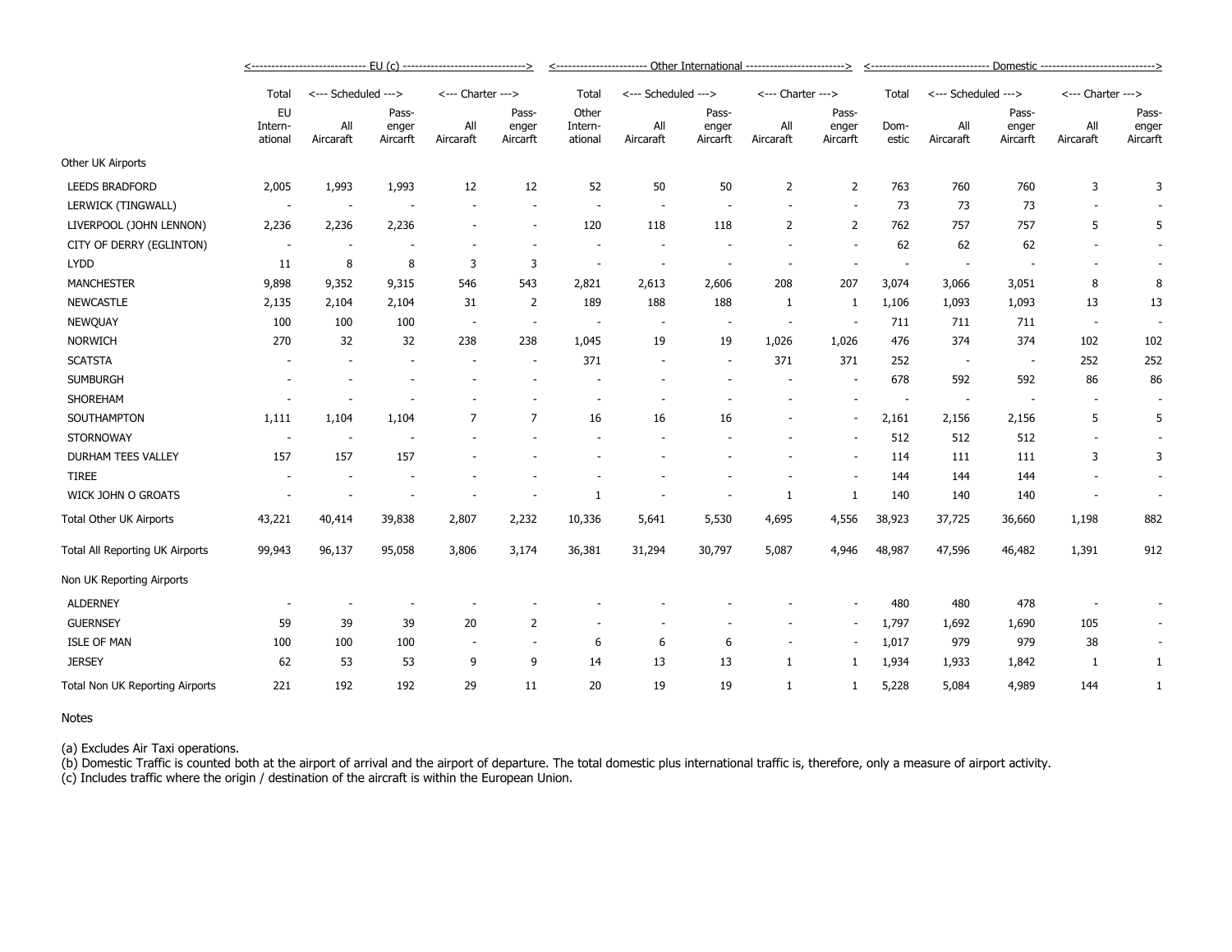| | EU (c) | | | | | Other International | | | | | Domestic | | | | |
|---|---|---|---|---|---|---|---|---|---|---|---|---|---|---|---|
| | Total | Scheduled | | Charter | | Total | Scheduled | | Charter | | Total | Scheduled | | Charter | |
| | Total EU International | All Aircraft | Passenger Aircraft | All Aircraft | Passenger Aircraft | Total Other International | All Aircraft | Passenger Aircraft | All Aircraft | Passenger Aircraft | Total Domestic | All Aircraft | Passenger Aircraft | All Aircraft | Passenger Aircraft |
| Other UK Airports | | | | | | | | | | | | | | | |
| LEEDS BRADFORD | 2,005 | 1,993 | 1,993 | 12 | 12 | 52 | 50 | 50 | 2 | 2 | 763 | 760 | 760 | 3 | 3 |
| LERWICK (TINGWALL) | - | - | - | - | - | - | - | - | - | - | 73 | 73 | 73 | - | - |
| LIVERPOOL (JOHN LENNON) | 2,236 | 2,236 | 2,236 | - | - | 120 | 118 | 118 | 2 | 2 | 762 | 757 | 757 | 5 | 5 |
| CITY OF DERRY (EGLINTON) | - | - | - | - | - | - | - | - | - | - | 62 | 62 | 62 | - | - |
| LYDD | 11 | 8 | 8 | 3 | 3 | - | - | - | - | - | - | - | - | - | - |
| MANCHESTER | 9,898 | 9,352 | 9,315 | 546 | 543 | 2,821 | 2,613 | 2,606 | 208 | 207 | 3,074 | 3,066 | 3,051 | 8 | 8 |
| NEWCASTLE | 2,135 | 2,104 | 2,104 | 31 | 2 | 189 | 188 | 188 | 1 | 1 | 1,106 | 1,093 | 1,093 | 13 | 13 |
| NEWQUAY | 100 | 100 | 100 | - | - | - | - | - | - | - | 711 | 711 | 711 | - | - |
| NORWICH | 270 | 32 | 32 | 238 | 238 | 1,045 | 19 | 19 | 1,026 | 1,026 | 476 | 374 | 374 | 102 | 102 |
| SCATSTA | - | - | - | - | - | 371 | - | - | 371 | 371 | 252 | - | - | 252 | 252 |
| SUMBURGH | - | - | - | - | - | - | - | - | - | - | 678 | 592 | 592 | 86 | 86 |
| SHOREHAM | - | - | - | - | - | - | - | - | - | - | - | - | - | - | - |
| SOUTHAMPTON | 1,111 | 1,104 | 1,104 | 7 | 7 | 16 | 16 | 16 | - | - | 2,161 | 2,156 | 2,156 | 5 | 5 |
| STORNOWAY | - | - | - | - | - | - | - | - | - | - | 512 | 512 | 512 | - | - |
| DURHAM TEES VALLEY | 157 | 157 | 157 | - | - | - | - | - | - | - | 114 | 111 | 111 | 3 | 3 |
| TIREE | - | - | - | - | - | - | - | - | - | - | 144 | 144 | 144 | - | - |
| WICK JOHN O GROATS | - | - | - | - | - | 1 | - | - | 1 | 1 | 140 | 140 | 140 | - | - |
| Total Other UK Airports | 43,221 | 40,414 | 39,838 | 2,807 | 2,232 | 10,336 | 5,641 | 5,530 | 4,695 | 4,556 | 38,923 | 37,725 | 36,660 | 1,198 | 882 |
| Total All Reporting UK Airports | 99,943 | 96,137 | 95,058 | 3,806 | 3,174 | 36,381 | 31,294 | 30,797 | 5,087 | 4,946 | 48,987 | 47,596 | 46,482 | 1,391 | 912 |
| Non UK Reporting Airports | | | | | | | | | | | | | | | |
| ALDERNEY | - | - | - | - | - | - | - | - | - | - | 480 | 480 | 478 | - | - |
| GUERNSEY | 59 | 39 | 39 | 20 | 2 | - | - | - | - | - | 1,797 | 1,692 | 1,690 | 105 | - |
| ISLE OF MAN | 100 | 100 | 100 | - | - | 6 | 6 | 6 | - | - | 1,017 | 979 | 979 | 38 | - |
| JERSEY | 62 | 53 | 53 | 9 | 9 | 14 | 13 | 13 | 1 | 1 | 1,934 | 1,933 | 1,842 | 1 | 1 |
| Total Non UK Reporting Airports | 221 | 192 | 192 | 29 | 11 | 20 | 19 | 19 | 1 | 1 | 5,228 | 5,084 | 4,989 | 144 | 1 |

Notes

(a) Excludes Air Taxi operations.
(b) Domestic Traffic is counted both at the airport of arrival and the airport of departure. The total domestic plus international traffic is, therefore, only a measure of airport activity.
(c) Includes traffic where the origin / destination of the aircraft is within the European Union.